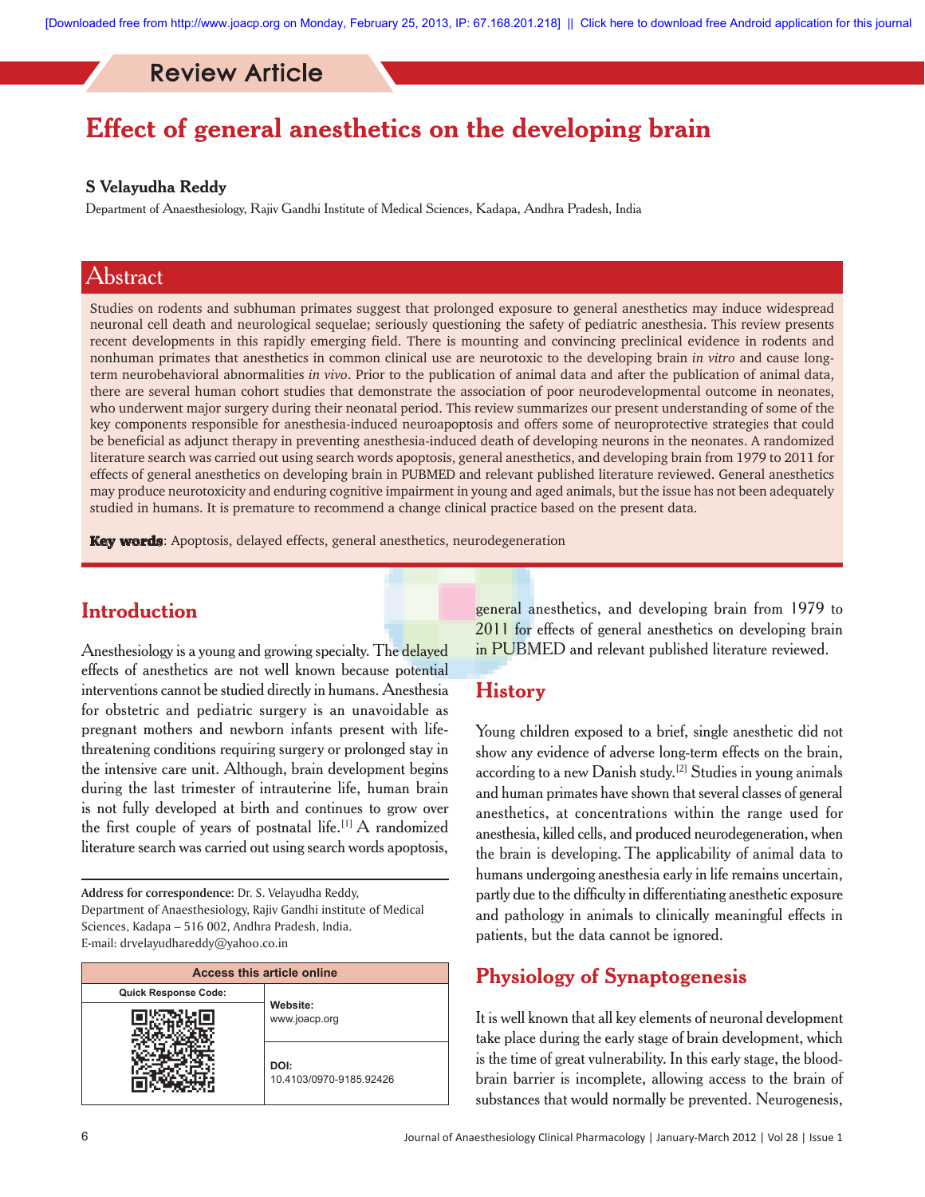Review Article

# Effect of general anesthetics on the developing brain

**S Velayudha Reddy**

Department of Anaesthesiology, Rajiv Gandhi Institute of Medical Sciences, Kadapa, Andhra Pradesh, India

## Abstract

Studies on rodents and subhuman primates suggest that prolonged exposure to general anesthetics may induce widespread neuronal cell death and neurological sequelae; seriously questioning the safety of pediatric anesthesia. This review presents recent developments in this rapidly emerging field. There is mounting and convincing preclinical evidence in rodents and nonhuman primates that anesthetics in common clinical use are neurotoxic to the developing brain *in vitro* and cause long-term neurobehavioral abnormalities *in vivo*. Prior to the publication of animal data and after the publication of animal data, there are several human cohort studies that demonstrate the association of poor neurodevelopmental outcome in neonates, who underwent major surgery during their neonatal period. This review summarizes our present understanding of some of the key components responsible for anesthesia-induced neuroapoptosis and offers some of neuroprotective strategies that could be beneficial as adjunct therapy in preventing anesthesia-induced death of developing neurons in the neonates. A randomized literature search was carried out using search words apoptosis, general anesthetics, and developing brain from 1979 to 2011 for effects of general anesthetics on developing brain in PUBMED and relevant published literature reviewed. General anesthetics may produce neurotoxicity and enduring cognitive impairment in young and aged animals, but the issue has not been adequately studied in humans. It is premature to recommend a change clinical practice based on the present data.

**Key words**: Apoptosis, delayed effects, general anesthetics, neurodegeneration

## Introduction

Anesthesiology is a young and growing specialty. The delayed effects of anesthetics are not well known because potential interventions cannot be studied directly in humans. Anesthesia for obstetric and pediatric surgery is an unavoidable as pregnant mothers and newborn infants present with life-threatening conditions requiring surgery or prolonged stay in the intensive care unit. Although, brain development begins during the last trimester of intrauterine life, human brain is not fully developed at birth and continues to grow over the first couple of years of postnatal life.[1] A randomized literature search was carried out using search words apoptosis, general anesthetics, and developing brain from 1979 to 2011 for effects of general anesthetics on developing brain in PUBMED and relevant published literature reviewed.

Address for correspondence: Dr. S. Velayudha Reddy, Department of Anaesthesiology, Rajiv Gandhi institute of Medical Sciences, Kadapa – 516 002, Andhra Pradesh, India. E-mail: drvelayudhareddy@yahoo.co.in

| Access this article online | |
|---|---|
| Quick Response Code: | Website: www.joacp.org |
| | DOI: 10.4103/0970-9185.92426 |

## History

Young children exposed to a brief, single anesthetic did not show any evidence of adverse long-term effects on the brain, according to a new Danish study.[2] Studies in young animals and human primates have shown that several classes of general anesthetics, at concentrations within the range used for anesthesia, killed cells, and produced neurodegeneration, when the brain is developing. The applicability of animal data to humans undergoing anesthesia early in life remains uncertain, partly due to the difficulty in differentiating anesthetic exposure and pathology in animals to clinically meaningful effects in patients, but the data cannot be ignored.

## Physiology of Synaptogenesis

It is well known that all key elements of neuronal development take place during the early stage of brain development, which is the time of great vulnerability. In this early stage, the blood-brain barrier is incomplete, allowing access to the brain of substances that would normally be prevented. Neurogenesis,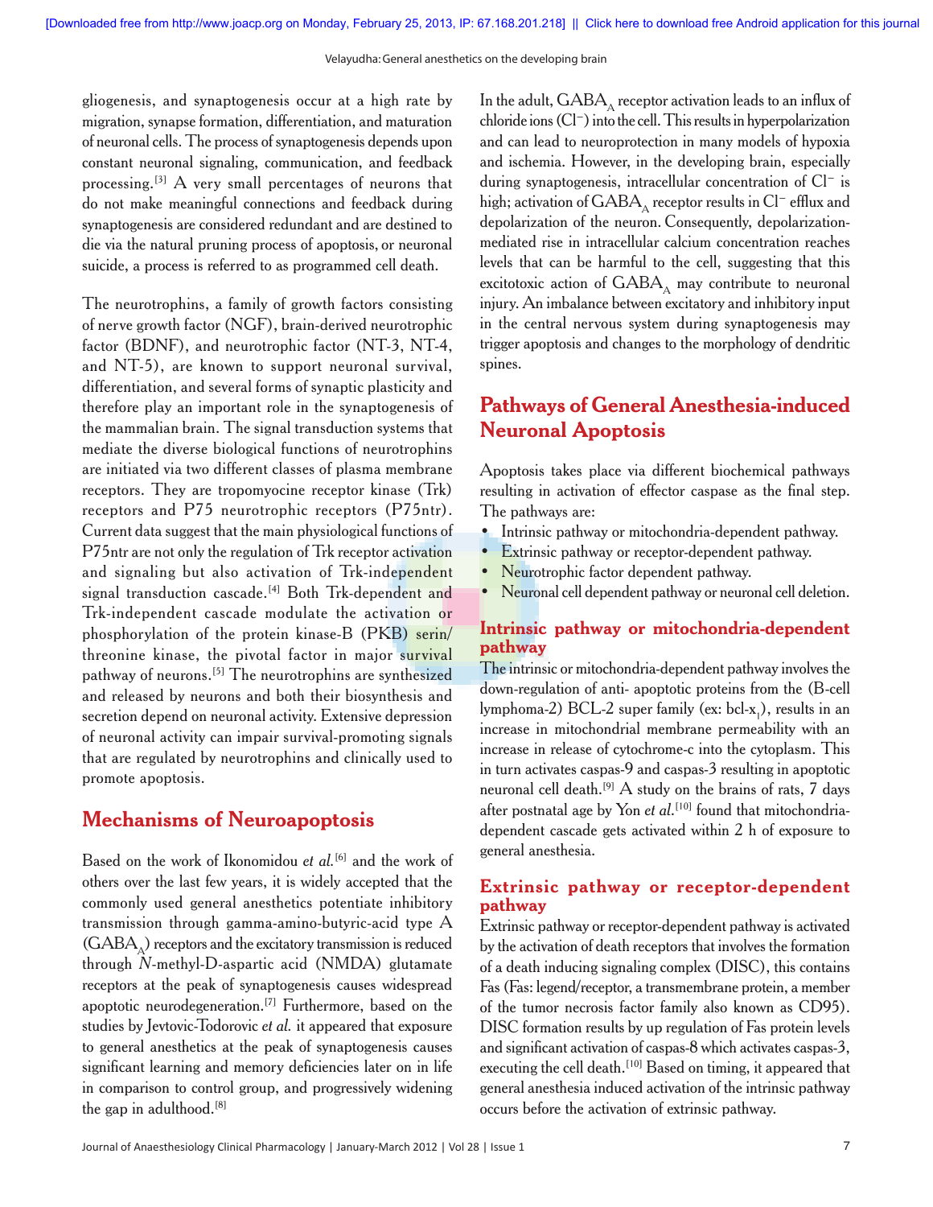gliogenesis, and synaptogenesis occur at a high rate by migration, synapse formation, differentiation, and maturation of neuronal cells. The process of synaptogenesis depends upon constant neuronal signaling, communication, and feedback processing.[3] A very small percentages of neurons that do not make meaningful connections and feedback during synaptogenesis are considered redundant and are destined to die via the natural pruning process of apoptosis, or neuronal suicide, a process is referred to as programmed cell death.

The neurotrophins, a family of growth factors consisting of nerve growth factor (NGF), brain-derived neurotrophic factor (BDNF), and neurotrophic factor (NT-3, NT-4, and NT-5), are known to support neuronal survival, differentiation, and several forms of synaptic plasticity and therefore play an important role in the synaptogenesis of the mammalian brain. The signal transduction systems that mediate the diverse biological functions of neurotrophins are initiated via two different classes of plasma membrane receptors. They are tropomyocine receptor kinase (Trk) receptors and P75 neurotrophic receptors (P75ntr). Current data suggest that the main physiological functions of P75ntr are not only the regulation of Trk receptor activation and signaling but also activation of Trk-independent signal transduction cascade.[4] Both Trk-dependent and Trk-independent cascade modulate the activation or phosphorylation of the protein kinase-B (PKB) serin/threonine kinase, the pivotal factor in major survival pathway of neurons.[5] The neurotrophins are synthesized and released by neurons and both their biosynthesis and secretion depend on neuronal activity. Extensive depression of neuronal activity can impair survival-promoting signals that are regulated by neurotrophins and clinically used to promote apoptosis.

## Mechanisms of Neuroapoptosis

Based on the work of Ikonomidou *et al.*[6] and the work of others over the last few years, it is widely accepted that the commonly used general anesthetics potentiate inhibitory transmission through gamma-amino-butyric-acid type A ($GABA_A$) receptors and the excitatory transmission is reduced through *N*-methyl-D-aspartic acid (NMDA) glutamate receptors at the peak of synaptogenesis causes widespread apoptotic neurodegeneration.[7] Furthermore, based on the studies by Jevtovic-Todorovic *et al.* it appeared that exposure to general anesthetics at the peak of synaptogenesis causes significant learning and memory deficiencies later on in life in comparison to control group, and progressively widening the gap in adulthood.[8]

In the adult, $GABA_A$ receptor activation leads to an influx of chloride ions ($Cl^-$) into the cell. This results in hyperpolarization and can lead to neuroprotection in many models of hypoxia and ischemia. However, in the developing brain, especially during synaptogenesis, intracellular concentration of $Cl^-$ is high; activation of $GABA_A$ receptor results in $Cl^-$ efflux and depolarization of the neuron. Consequently, depolarization-mediated rise in intracellular calcium concentration reaches levels that can be harmful to the cell, suggesting that this excitotoxic action of $GABA_A$ may contribute to neuronal injury. An imbalance between excitatory and inhibitory input in the central nervous system during synaptogenesis may trigger apoptosis and changes to the morphology of dendritic spines.

## Pathways of General Anesthesia-induced Neuronal Apoptosis

Apoptosis takes place via different biochemical pathways resulting in activation of effector caspase as the final step. The pathways are:

- Intrinsic pathway or mitochondria-dependent pathway.
- Extrinsic pathway or receptor-dependent pathway.
- Neurotrophic factor dependent pathway.
- Neuronal cell dependent pathway or neuronal cell deletion.

### Intrinsic pathway or mitochondria-dependent pathway

The intrinsic or mitochondria-dependent pathway involves the down-regulation of anti- apoptotic proteins from the (B-cell lymphoma-2) BCL-2 super family (ex: $bcl\text{-}x_l$), results in an increase in mitochondrial membrane permeability with an increase in release of cytochrome-c into the cytoplasm. This in turn activates caspas-9 and caspas-3 resulting in apoptotic neuronal cell death.[9] A study on the brains of rats, 7 days after postnatal age by Yon *et al.*[10] found that mitochondria-dependent cascade gets activated within 2 h of exposure to general anesthesia.

### Extrinsic pathway or receptor-dependent pathway

Extrinsic pathway or receptor-dependent pathway is activated by the activation of death receptors that involves the formation of a death inducing signaling complex (DISC), this contains Fas (Fas: legend/receptor, a transmembrane protein, a member of the tumor necrosis factor family also known as CD95). DISC formation results by up regulation of Fas protein levels and significant activation of caspas-8 which activates caspas-3, executing the cell death.[10] Based on timing, it appeared that general anesthesia induced activation of the intrinsic pathway occurs before the activation of extrinsic pathway.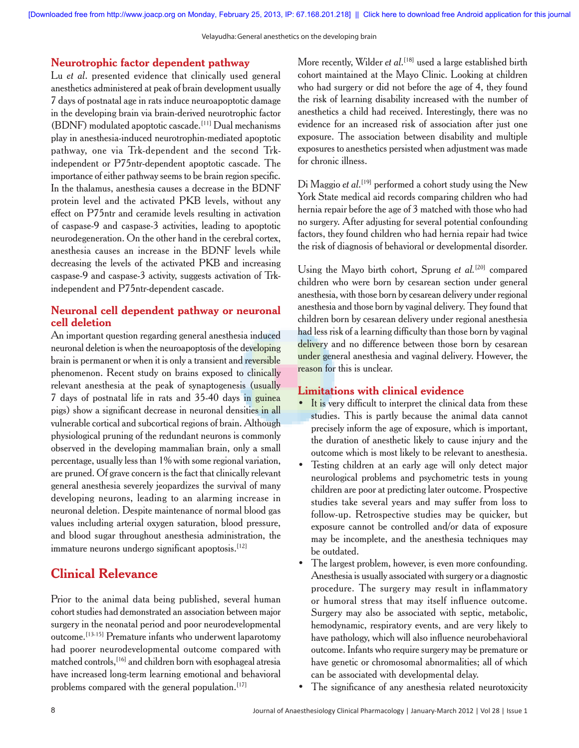### Neurotrophic factor dependent pathway

Lu *et al*. presented evidence that clinically used general anesthetics administered at peak of brain development usually 7 days of postnatal age in rats induce neuroapoptotic damage in the developing brain via brain-derived neurotrophic factor (BDNF) modulated apoptotic cascade.[11] Dual mechanisms play in anesthesia-induced neurotrophin-mediated apoptotic pathway, one via Trk-dependent and the second Trk-independent or P75ntr-dependent apoptotic cascade. The importance of either pathway seems to be brain region specific. In the thalamus, anesthesia causes a decrease in the BDNF protein level and the activated PKB levels, without any effect on P75ntr and ceramide levels resulting in activation of caspase-9 and caspase-3 activities, leading to apoptotic neurodegeneration. On the other hand in the cerebral cortex, anesthesia causes an increase in the BDNF levels while decreasing the levels of the activated PKB and increasing caspase-9 and caspase-3 activity, suggests activation of Trk-independent and P75ntr-dependent cascade.

### Neuronal cell dependent pathway or neuronal cell deletion

An important question regarding general anesthesia induced neuronal deletion is when the neuroapoptosis of the developing brain is permanent or when it is only a transient and reversible phenomenon. Recent study on brains exposed to clinically relevant anesthesia at the peak of synaptogenesis (usually 7 days of postnatal life in rats and 35-40 days in guinea pigs) show a significant decrease in neuronal densities in all vulnerable cortical and subcortical regions of brain. Although physiological pruning of the redundant neurons is commonly observed in the developing mammalian brain, only a small percentage, usually less than 1% with some regional variation, are pruned. Of grave concern is the fact that clinically relevant general anesthesia severely jeopardizes the survival of many developing neurons, leading to an alarming increase in neuronal deletion. Despite maintenance of normal blood gas values including arterial oxygen saturation, blood pressure, and blood sugar throughout anesthesia administration, the immature neurons undergo significant apoptosis.[12]

## Clinical Relevance

Prior to the animal data being published, several human cohort studies had demonstrated an association between major surgery in the neonatal period and poor neurodevelopmental outcome.[13-15] Premature infants who underwent laparotomy had poorer neurodevelopmental outcome compared with matched controls,[16] and children born with esophageal atresia have increased long-term learning emotional and behavioral problems compared with the general population.[17]

More recently, Wilder *et al*.[18] used a large established birth cohort maintained at the Mayo Clinic. Looking at children who had surgery or did not before the age of 4, they found the risk of learning disability increased with the number of anesthetics a child had received. Interestingly, there was no evidence for an increased risk of association after just one exposure. The association between disability and multiple exposures to anesthetics persisted when adjustment was made for chronic illness.

Di Maggio *et al*.[19] performed a cohort study using the New York State medical aid records comparing children who had hernia repair before the age of 3 matched with those who had no surgery. After adjusting for several potential confounding factors, they found children who had hernia repair had twice the risk of diagnosis of behavioral or developmental disorder.

Using the Mayo birth cohort, Sprung *et al*.[20] compared children who were born by cesarean section under general anesthesia, with those born by cesarean delivery under regional anesthesia and those born by vaginal delivery. They found that children born by cesarean delivery under regional anesthesia had less risk of a learning difficulty than those born by vaginal delivery and no difference between those born by cesarean under general anesthesia and vaginal delivery. However, the reason for this is unclear.

### Limitations with clinical evidence

- It is very difficult to interpret the clinical data from these studies. This is partly because the animal data cannot precisely inform the age of exposure, which is important, the duration of anesthetic likely to cause injury and the outcome which is most likely to be relevant to anesthesia.
- Testing children at an early age will only detect major neurological problems and psychometric tests in young children are poor at predicting later outcome. Prospective studies take several years and may suffer from loss to follow-up. Retrospective studies may be quicker, but exposure cannot be controlled and/or data of exposure may be incomplete, and the anesthesia techniques may be outdated.
- The largest problem, however, is even more confounding. Anesthesia is usually associated with surgery or a diagnostic procedure. The surgery may result in inflammatory or humoral stress that may itself influence outcome. Surgery may also be associated with septic, metabolic, hemodynamic, respiratory events, and are very likely to have pathology, which will also influence neurobehavioral outcome. Infants who require surgery may be premature or have genetic or chromosomal abnormalities; all of which can be associated with developmental delay.
- The significance of any anesthesia related neurotoxicity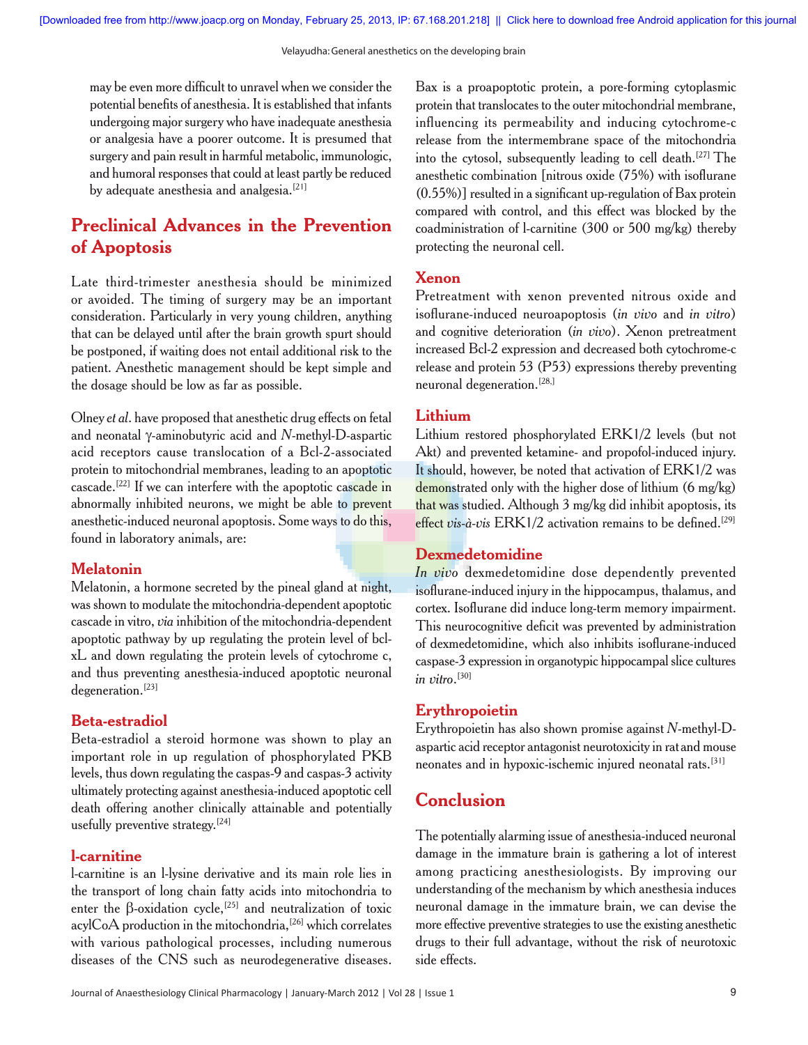may be even more difficult to unravel when we consider the potential benefits of anesthesia. It is established that infants undergoing major surgery who have inadequate anesthesia or analgesia have a poorer outcome. It is presumed that surgery and pain result in harmful metabolic, immunologic, and humoral responses that could at least partly be reduced by adequate anesthesia and analgesia.[21]

## Preclinical Advances in the Prevention of Apoptosis

Late third-trimester anesthesia should be minimized or avoided. The timing of surgery may be an important consideration. Particularly in very young children, anything that can be delayed until after the brain growth spurt should be postponed, if waiting does not entail additional risk to the patient. Anesthetic management should be kept simple and the dosage should be low as far as possible.

Olney *et al*. have proposed that anesthetic drug effects on fetal and neonatal γ-aminobutyric acid and *N*-methyl-D-aspartic acid receptors cause translocation of a Bcl-2-associated protein to mitochondrial membranes, leading to an apoptotic cascade.[22] If we can interfere with the apoptotic cascade in abnormally inhibited neurons, we might be able to prevent anesthetic-induced neuronal apoptosis. Some ways to do this, found in laboratory animals, are:

### Melatonin

Melatonin, a hormone secreted by the pineal gland at night, was shown to modulate the mitochondria-dependent apoptotic cascade in vitro, *via* inhibition of the mitochondria-dependent apoptotic pathway by up regulating the protein level of bcl-xL and down regulating the protein levels of cytochrome c, and thus preventing anesthesia-induced apoptotic neuronal degeneration.[23]

### Beta-estradiol

Beta-estradiol a steroid hormone was shown to play an important role in up regulation of phosphorylated PKB levels, thus down regulating the caspas-9 and caspas-3 activity ultimately protecting against anesthesia-induced apoptotic cell death offering another clinically attainable and potentially usefully preventive strategy.[24]

### l-carnitine

l-carnitine is an l-lysine derivative and its main role lies in the transport of long chain fatty acids into mitochondria to enter the β-oxidation cycle,[25] and neutralization of toxic acylCoA production in the mitochondria,[26] which correlates with various pathological processes, including numerous diseases of the CNS such as neurodegenerative diseases. Bax is a proapoptotic protein, a pore-forming cytoplasmic protein that translocates to the outer mitochondrial membrane, influencing its permeability and inducing cytochrome-c release from the intermembrane space of the mitochondria into the cytosol, subsequently leading to cell death.[27] The anesthetic combination [nitrous oxide (75%) with isoflurane (0.55%)] resulted in a significant up-regulation of Bax protein compared with control, and this effect was blocked by the coadministration of l-carnitine (300 or 500 mg/kg) thereby protecting the neuronal cell.

### Xenon

Pretreatment with xenon prevented nitrous oxide and isoflurane-induced neuroapoptosis (*in vivo* and *in vitro*) and cognitive deterioration (*in vivo*). Xenon pretreatment increased Bcl-2 expression and decreased both cytochrome-c release and protein 53 (P53) expressions thereby preventing neuronal degeneration.[28]

### Lithium

Lithium restored phosphorylated ERK1/2 levels (but not Akt) and prevented ketamine- and propofol-induced injury. It should, however, be noted that activation of ERK1/2 was demonstrated only with the higher dose of lithium (6 mg/kg) that was studied. Although 3 mg/kg did inhibit apoptosis, its effect *vis-à-vis* ERK1/2 activation remains to be defined.[29]

### Dexmedetomidine

*In vivo* dexmedetomidine dose dependently prevented isoflurane-induced injury in the hippocampus, thalamus, and cortex. Isoflurane did induce long-term memory impairment. This neurocognitive deficit was prevented by administration of dexmedetomidine, which also inhibits isoflurane-induced caspase-3 expression in organotypic hippocampal slice cultures *in vitro*.[30]

### Erythropoietin

Erythropoietin has also shown promise against *N*-methyl-D-aspartic acid receptor antagonist neurotoxicity in rat and mouse neonates and in hypoxic-ischemic injured neonatal rats.[31]

## Conclusion

The potentially alarming issue of anesthesia-induced neuronal damage in the immature brain is gathering a lot of interest among practicing anesthesiologists. By improving our understanding of the mechanism by which anesthesia induces neuronal damage in the immature brain, we can devise the more effective preventive strategies to use the existing anesthetic drugs to their full advantage, without the risk of neurotoxic side effects.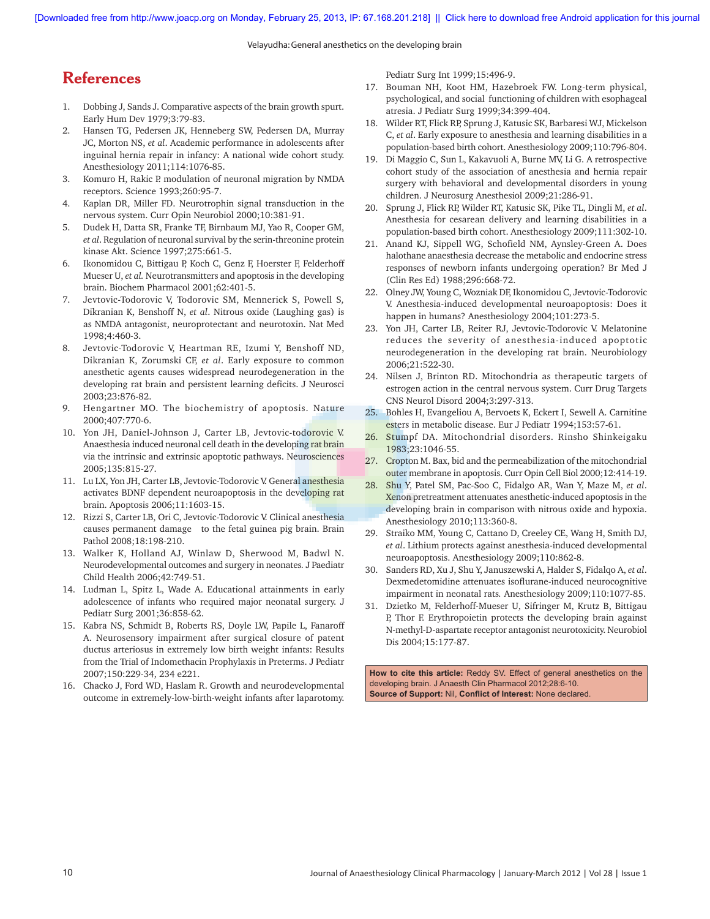# References

1. Dobbing J, Sands J. Comparative aspects of the brain growth spurt. Early Hum Dev 1979;3:79-83.
2. Hansen TG, Pedersen JK, Henneberg SW, Pedersen DA, Murray JC, Morton NS, *et al*. Academic performance in adolescents after inguinal hernia repair in infancy: A national wide cohort study. Anesthesiology 2011;114:1076-85.
3. Komuro H, Rakic P. modulation of neuronal migration by NMDA receptors. Science 1993;260:95-7.
4. Kaplan DR, Miller FD. Neurotrophin signal transduction in the nervous system. Curr Opin Neurobiol 2000;10:381-91.
5. Dudek H, Datta SR, Franke TF, Birnbaum MJ, Yao R, Cooper GM, *et al*. Regulation of neuronal survival by the serin-threonine protein kinase Akt. Science 1997;275:661-5.
6. Ikonomidou C, Bittigau P, Koch C, Genz F, Hoerster F, Felderhoff Mueser U, *et al.* Neurotransmitters and apoptosis in the developing brain. Biochem Pharmacol 2001;62:401-5.
7. Jevtovic-Todorovic V, Todorovic SM, Mennerick S, Powell S, Dikranian K, Benshoff N, *et al*. Nitrous oxide (Laughing gas) is as NMDA antagonist, neuroprotectant and neurotoxin. Nat Med 1998;4:460-3.
8. Jevtovic-Todorovic V, Heartman RE, Izumi Y, Benshoff ND, Dikranian K, Zorumski CF, *et al*. Early exposure to common anesthetic agents causes widespread neurodegeneration in the developing rat brain and persistent learning deficits. J Neurosci 2003;23:876-82.
9. Hengartner MO. The biochemistry of apoptosis. Nature 2000;407:770-6.
10. Yon JH, Daniel-Johnson J, Carter LB, Jevtovic-todorovic V. Anaesthesia induced neuronal cell death in the developing rat brain via the intrinsic and extrinsic apoptotic pathways. Neurosciences 2005;135:815-27.
11. Lu LX, Yon JH, Carter LB, Jevtovic-Todorovic V. General anesthesia activates BDNF dependent neuroapoptosis in the developing rat brain. Apoptosis 2006;11:1603-15.
12. Rizzi S, Carter LB, Ori C, Jevtovic-Todorovic V. Clinical anesthesia causes permanent damage to the fetal guinea pig brain. Brain Pathol 2008;18:198-210.
13. Walker K, Holland AJ, Winlaw D, Sherwood M, Badwl N. Neurodevelopmental outcomes and surgery in neonates. J Paediatr Child Health 2006;42:749-51.
14. Ludman L, Spitz L, Wade A. Educational attainments in early adolescence of infants who required major neonatal surgery. J Pediatr Surg 2001;36:858-62.
15. Kabra NS, Schmidt B, Roberts RS, Doyle LW, Papile L, Fanaroff A. Neurosensory impairment after surgical closure of patent ductus arteriosus in extremely low birth weight infants: Results from the Trial of Indomethacin Prophylaxis in Preterms. J Pediatr 2007;150:229-34, 234 e221.
16. Chacko J, Ford WD, Haslam R. Growth and neurodevelopmental outcome in extremely-low-birth-weight infants after laparotomy. Pediatr Surg Int 1999;15:496-9.
17. Bouman NH, Koot HM, Hazebroek FW. Long-term physical, psychological, and social functioning of children with esophageal atresia. J Pediatr Surg 1999;34:399-404.
18. Wilder RT, Flick RP, Sprung J, Katusic SK, Barbaresi WJ, Mickelson C, *et al*. Early exposure to anesthesia and learning disabilities in a population-based birth cohort. Anesthesiology 2009;110:796-804.
19. Di Maggio C, Sun L, Kakavuoli A, Burne MV, Li G. A retrospective cohort study of the association of anesthesia and hernia repair surgery with behavioral and developmental disorders in young children. J Neurosurg Anesthesiol 2009;21:286-91.
20. Sprung J, Flick RP, Wilder RT, Katusic SK, Pike TL, Dingli M, *et al*. Anesthesia for cesarean delivery and learning disabilities in a population-based birth cohort. Anesthesiology 2009;111:302-10.
21. Anand KJ, Sippell WG, Schofield NM, Aynsley-Green A. Does halothane anaesthesia decrease the metabolic and endocrine stress responses of newborn infants undergoing operation? Br Med J (Clin Res Ed) 1988;296:668-72.
22. Olney JW, Young C, Wozniak DF, Ikonomidou C, Jevtovic-Todorovic V. Anesthesia-induced developmental neuroapoptosis: Does it happen in humans? Anesthesiology 2004;101:273-5.
23. Yon JH, Carter LB, Reiter RJ, Jevtovic-Todorovic V. Melatonine reduces the severity of anesthesia-induced apoptotic neurodegeneration in the developing rat brain. Neurobiology 2006;21:522-30.
24. Nilsen J, Brinton RD. Mitochondria as therapeutic targets of estrogen action in the central nervous system. Curr Drug Targets CNS Neurol Disord 2004;3:297-313.
25. Bohles H, Evangeliou A, Bervoets K, Eckert I, Sewell A. Carnitine esters in metabolic disease. Eur J Pediatr 1994;153:57-61.
26. Stumpf DA. Mitochondrial disorders. Rinsho Shinkeigaku 1983;23:1046-55.
27. Cropton M. Bax, bid and the permeabilization of the mitochondrial outer membrane in apoptosis. Curr Opin Cell Biol 2000;12:414-19.
28. Shu Y, Patel SM, Pac-Soo C, Fidalgo AR, Wan Y, Maze M, *et al*. Xenon pretreatment attenuates anesthetic-induced apoptosis in the developing brain in comparison with nitrous oxide and hypoxia. Anesthesiology 2010;113:360-8.
29. Straiko MM, Young C, Cattano D, Creeley CE, Wang H, Smith DJ, *et al*. Lithium protects against anesthesia-induced developmental neuroapoptosis. Anesthesiology 2009;110:862-8.
30. Sanders RD, Xu J, Shu Y, Januszewski A, Halder S, Fidalqo A, *et al*. Dexmedetomidine attenuates isoflurane-induced neurocognitive impairment in neonatal rats. Anesthesiology 2009;110:1077-85.
31. Dzietko M, Felderhoff-Mueser U, Sifringer M, Krutz B, Bittigau P, Thor F. Erythropoietin protects the developing brain against N-methyl-D-aspartate receptor antagonist neurotoxicity. Neurobiol Dis 2004;15:177-87.

**How to cite this article:** Reddy SV. Effect of general anesthetics on the developing brain. J Anaesth Clin Pharmacol 2012;28:6-10.
**Source of Support:** Nil, **Conflict of Interest:** None declared.